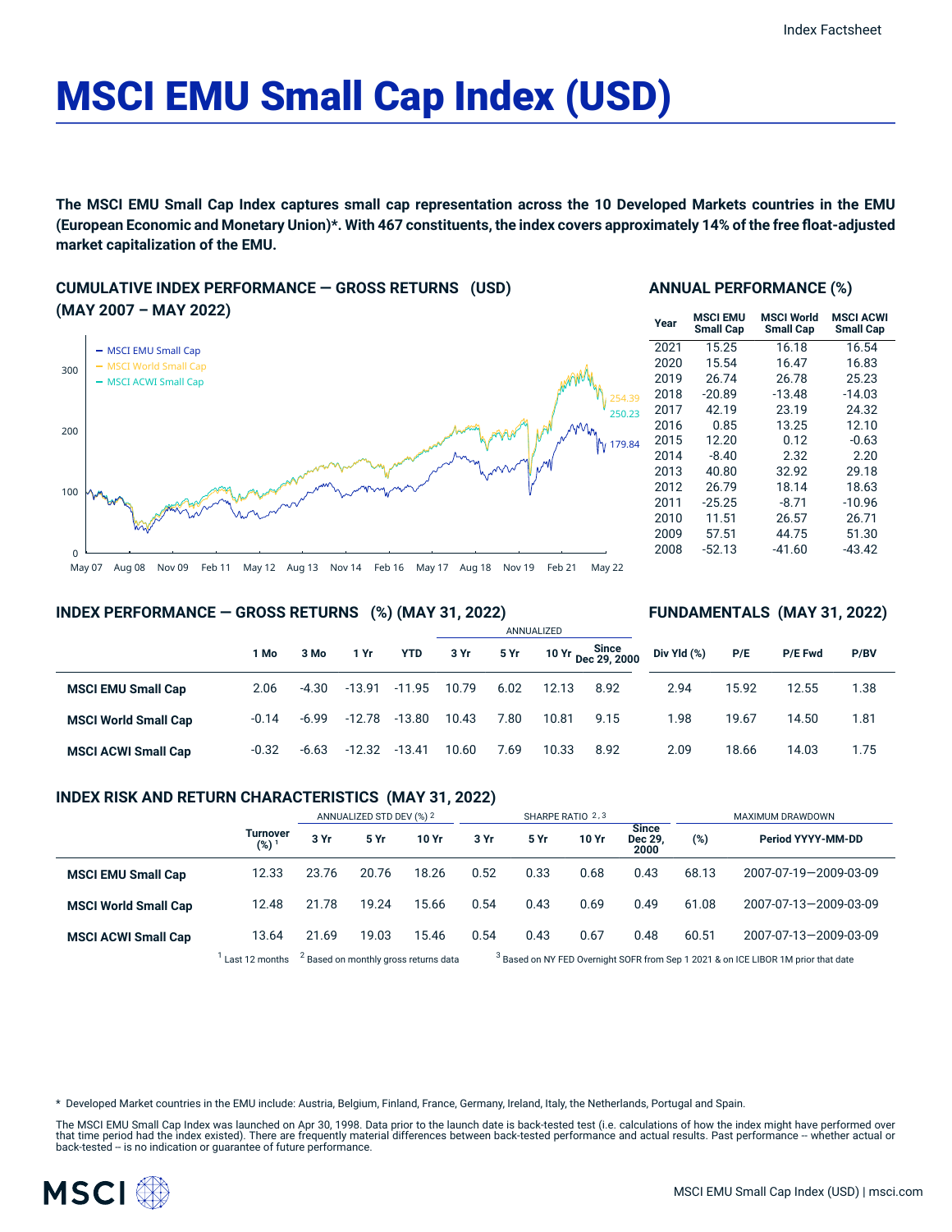# MSCI EMU Small Cap Index (USD)

**The MSCI EMU Small Cap Index captures small cap representation across the 10 Developed Markets countries in the EMU (European Economic and Monetary Union)*. With 467 constituents, the index covers approximately 14% of the free float-adjusted market capitalization of the EMU.**

## CUMULATIVE INDEX PERFORMANCE — GROSS RETURNS (USD) (MAY 2007 – MAY 2022)

- MSCI EMU Small Cap: 179.84
- MSCI World Small Cap: 254.39
- MSCI ACWI Small Cap: 250.23

## ANNUAL PERFORMANCE (%)

| Year | MSCI EMU Small Cap | MSCI World Small Cap | MSCI ACWI Small Cap |
|---|---|---|---|
| 2021 | 15.25 | 16.18 | 16.54 |
| 2020 | 15.54 | 16.47 | 16.83 |
| 2019 | 26.74 | 26.78 | 25.23 |
| 2018 | -20.89 | -13.48 | -14.03 |
| 2017 | 42.19 | 23.19 | 24.32 |
| 2016 | 0.85 | 13.25 | 12.10 |
| 2015 | 12.20 | 0.12 | -0.63 |
| 2014 | -8.40 | 2.32 | 2.20 |
| 2013 | 40.80 | 32.92 | 29.18 |
| 2012 | 26.79 | 18.14 | 18.63 |
| 2011 | -25.25 | -8.71 | -10.96 |
| 2010 | 11.51 | 26.57 | 26.71 |
| 2009 | 57.51 | 44.75 | 51.30 |
| 2008 | -52.13 | -41.60 | -43.42 |

## INDEX PERFORMANCE — GROSS RETURNS (%) (MAY 31, 2022)

## FUNDAMENTALS (MAY 31, 2022)

| | 1 Mo | 3 Mo | 1 Yr | YTD | ANNUALIZED 3 Yr | 5 Yr | 10 Yr | Since Dec 29, 2000 | Div Yld (%) | P/E | P/E Fwd | P/BV |
|---|---|---|---|---|---|---|---|---|---|---|---|---|
| **MSCI EMU Small Cap** | 2.06 | -4.30 | -13.91 | -11.95 | 10.79 | 6.02 | 12.13 | 8.92 | 2.94 | 15.92 | 12.55 | 1.38 |
| **MSCI World Small Cap** | -0.14 | -6.99 | -12.78 | -13.80 | 10.43 | 7.80 | 10.81 | 9.15 | 1.98 | 19.67 | 14.50 | 1.81 |
| **MSCI ACWI Small Cap** | -0.32 | -6.63 | -12.32 | -13.41 | 10.60 | 7.69 | 10.33 | 8.92 | 2.09 | 18.66 | 14.03 | 1.75 |

## INDEX RISK AND RETURN CHARACTERISTICS (MAY 31, 2022)

| | Turnover (%) [1] | ANNUALIZED STD DEV (%) [2] | | | SHARPE RATIO [2,3] | | | | MAXIMUM DRAWDOWN | |
|---|---|---|---|---|---|---|---|---|---|---|
| | | 3 Yr | 5 Yr | 10 Yr | 3 Yr | 5 Yr | 10 Yr | Since Dec 29, 2000 | (%) | Period YYYY-MM-DD |
| **MSCI EMU Small Cap** | 12.33 | 23.76 | 20.76 | 18.26 | 0.52 | 0.33 | 0.68 | 0.43 | 68.13 | 2007-07-19—2009-03-09 |
| **MSCI World Small Cap** | 12.48 | 21.78 | 19.24 | 15.66 | 0.54 | 0.43 | 0.69 | 0.49 | 61.08 | 2007-07-13—2009-03-09 |
| **MSCI ACWI Small Cap** | 13.64 | 21.69 | 19.03 | 15.46 | 0.54 | 0.43 | 0.67 | 0.48 | 60.51 | 2007-07-13—2009-03-09 |

[1] Last 12 months [2] Based on monthly gross returns data [3] Based on NY FED Overnight SOFR from Sep 1 2021 & on ICE LIBOR 1M prior that date

* Developed Market countries in the EMU include: Austria, Belgium, Finland, France, Germany, Ireland, Italy, the Netherlands, Portugal and Spain.

The MSCI EMU Small Cap Index was launched on Apr 30, 1998. Data prior to the launch date is back-tested test (i.e. calculations of how the index might have performed over that time period had the index existed). There are frequently material differences between back-tested performance and actual results. Past performance -- whether actual or back-tested -- is no indication or guarantee of future performance.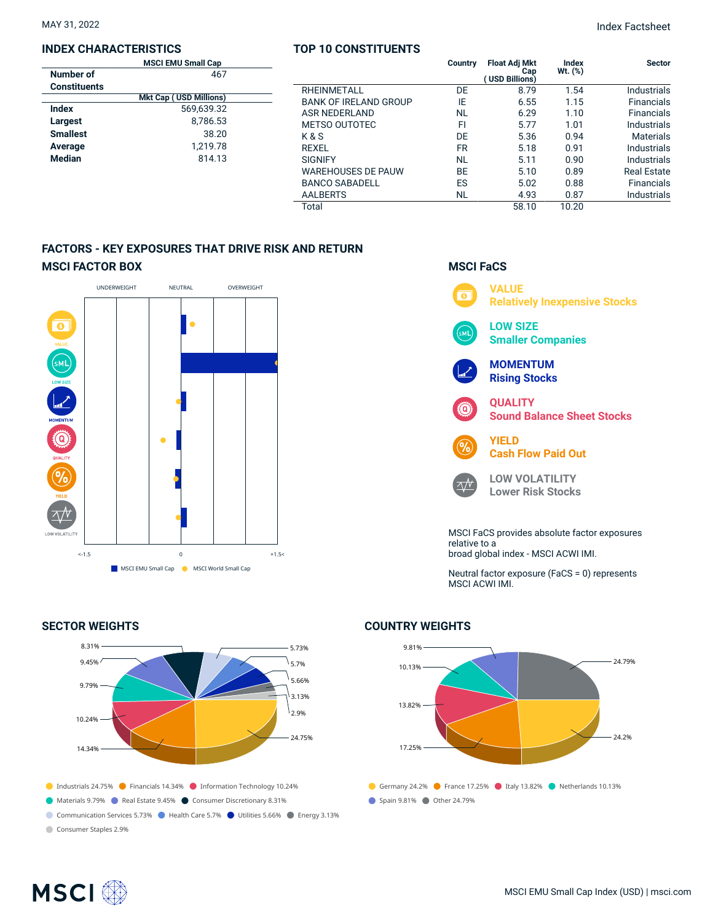MAY 31, 2022

Index Factsheet

## INDEX CHARACTERISTICS

| | MSCI EMU Small Cap |
|---|---|
| Number of Constituents | 467 |
| | **Mkt Cap ( USD Millions)** |
| **Index** | 569,639.32 |
| **Largest** | 8,786.53 |
| **Smallest** | 38.20 |
| **Average** | 1,219.78 |
| **Median** | 814.13 |

## TOP 10 CONSTITUENTS

| | Country | Float Adj Mkt Cap ( USD Billions) | Index Wt. (%) | Sector |
|---|---|---|---|---|
| RHEINMETALL | DE | 8.79 | 1.54 | Industrials |
| BANK OF IRELAND GROUP | IE | 6.55 | 1.15 | Financials |
| ASR NEDERLAND | NL | 6.29 | 1.10 | Financials |
| METSO OUTOTEC | FI | 5.77 | 1.01 | Industrials |
| K & S | DE | 5.36 | 0.94 | Materials |
| REXEL | FR | 5.18 | 0.91 | Industrials |
| SIGNIFY | NL | 5.11 | 0.90 | Industrials |
| WAREHOUSES DE PAUW | BE | 5.10 | 0.89 | Real Estate |
| BANCO SABADELL | ES | 5.02 | 0.88 | Financials |
| AALBERTS | NL | 4.93 | 0.87 | Industrials |
| Total | | 58.10 | 10.20 | |

## FACTORS - KEY EXPOSURES THAT DRIVE RISK AND RETURN

### MSCI FACTOR BOX

UNDERWEIGHT | NEUTRAL | OVERWEIGHT

VALUE, LOW SIZE, MOMENTUM, QUALITY, YIELD, LOW VOLATILITY

<-1.5 | 0 | +1.5<

MSCI EMU Small Cap | MSCI World Small Cap

### MSCI FaCS

**VALUE**
Relatively Inexpensive Stocks

**LOW SIZE**
Smaller Companies

**MOMENTUM**
Rising Stocks

**QUALITY**
Sound Balance Sheet Stocks

**YIELD**
Cash Flow Paid Out

**LOW VOLATILITY**
Lower Risk Stocks

MSCI FaCS provides absolute factor exposures relative to a broad global index - MSCI ACWI IMI.

Neutral factor exposure (FaCS = 0) represents MSCI ACWI IMI.

## SECTOR WEIGHTS

- Industrials 24.75%
- Financials 14.34%
- Information Technology 10.24%
- Materials 9.79%
- Real Estate 9.45%
- Consumer Discretionary 8.31%
- Communication Services 5.73%
- Health Care 5.7%
- Utilities 5.66%
- Energy 3.13%
- Consumer Staples 2.9%

## COUNTRY WEIGHTS

- Germany 24.2%
- France 17.25%
- Italy 13.82%
- Netherlands 10.13%
- Spain 9.81%
- Other 24.79%

MSCI EMU Small Cap Index (USD) | msci.com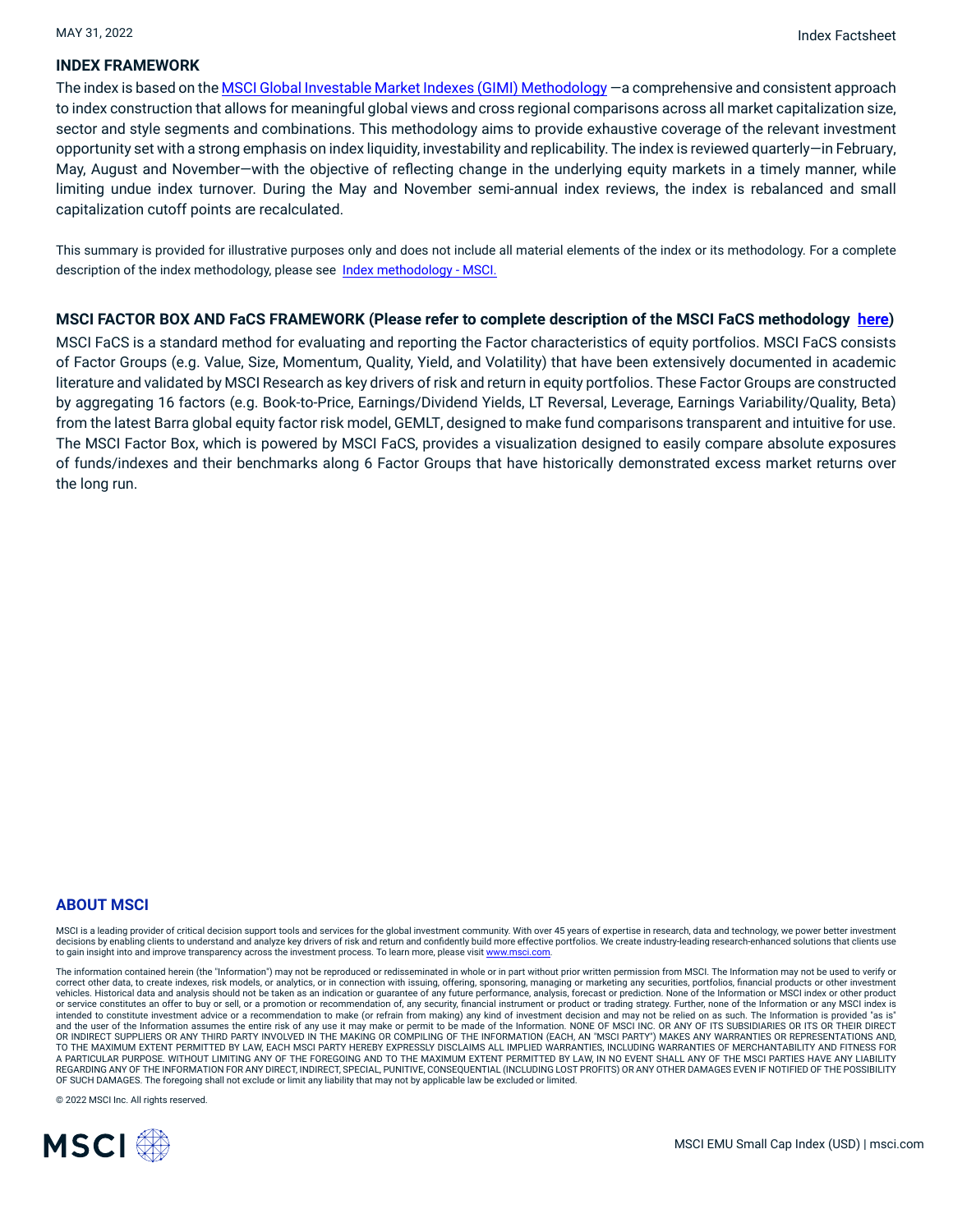## INDEX FRAMEWORK

The index is based on the [MSCI Global Investable Market Indexes (GIMI) Methodology](#) —a comprehensive and consistent approach to index construction that allows for meaningful global views and cross regional comparisons across all market capitalization size, sector and style segments and combinations. This methodology aims to provide exhaustive coverage of the relevant investment opportunity set with a strong emphasis on index liquidity, investability and replicability. The index is reviewed quarterly—in February, May, August and November—with the objective of reflecting change in the underlying equity markets in a timely manner, while limiting undue index turnover. During the May and November semi-annual index reviews, the index is rebalanced and small capitalization cutoff points are recalculated.

This summary is provided for illustrative purposes only and does not include all material elements of the index or its methodology. For a complete description of the index methodology, please see [Index methodology - MSCI.](#)

## MSCI FACTOR BOX AND FaCS FRAMEWORK (Please refer to complete description of the MSCI FaCS methodology [here](#))

MSCI FaCS is a standard method for evaluating and reporting the Factor characteristics of equity portfolios. MSCI FaCS consists of Factor Groups (e.g. Value, Size, Momentum, Quality, Yield, and Volatility) that have been extensively documented in academic literature and validated by MSCI Research as key drivers of risk and return in equity portfolios. These Factor Groups are constructed by aggregating 16 factors (e.g. Book-to-Price, Earnings/Dividend Yields, LT Reversal, Leverage, Earnings Variability/Quality, Beta) from the latest Barra global equity factor risk model, GEMLT, designed to make fund comparisons transparent and intuitive for use. The MSCI Factor Box, which is powered by MSCI FaCS, provides a visualization designed to easily compare absolute exposures of funds/indexes and their benchmarks along 6 Factor Groups that have historically demonstrated excess market returns over the long run.

## ABOUT MSCI

MSCI is a leading provider of critical decision support tools and services for the global investment community. With over 45 years of expertise in research, data and technology, we power better investment decisions by enabling clients to understand and analyze key drivers of risk and return and confidently build more effective portfolios. We create industry-leading research-enhanced solutions that clients use to gain insight into and improve transparency across the investment process. To learn more, please visit [www.msci.com](#).

The information contained herein (the "Information") may not be reproduced or redisseminated in whole or in part without prior written permission from MSCI. The Information may not be used to verify or correct other data, to create indexes, risk models, or analytics, or in connection with issuing, offering, sponsoring, managing or marketing any securities, portfolios, financial products or other investment vehicles. Historical data and analysis should not be taken as an indication or guarantee of any future performance, analysis, forecast or prediction. None of the Information or MSCI index or other product or service constitutes an offer to buy or sell, or a promotion or recommendation of, any security, financial instrument or product or trading strategy. Further, none of the Information or any MSCI index is intended to constitute investment advice or a recommendation to make (or refrain from making) any kind of investment decision and may not be relied on as such. The Information is provided "as is" and the user of the Information assumes the entire risk of any use it may make or permit to be made of the Information. NONE OF MSCI INC. OR ANY OF ITS SUBSIDIARIES OR ITS OR THEIR DIRECT OR INDIRECT SUPPLIERS OR ANY THIRD PARTY INVOLVED IN THE MAKING OR COMPILING OF THE INFORMATION (EACH, AN "MSCI PARTY") MAKES ANY WARRANTIES OR REPRESENTATIONS AND, TO THE MAXIMUM EXTENT PERMITTED BY LAW, EACH MSCI PARTY HEREBY EXPRESSLY DISCLAIMS ALL IMPLIED WARRANTIES, INCLUDING WARRANTIES OF MERCHANTABILITY AND FITNESS FOR A PARTICULAR PURPOSE. WITHOUT LIMITING ANY OF THE FOREGOING AND TO THE MAXIMUM EXTENT PERMITTED BY LAW, IN NO EVENT SHALL ANY OF THE MSCI PARTIES HAVE ANY LIABILITY REGARDING ANY OF THE INFORMATION FOR ANY DIRECT, INDIRECT, SPECIAL, PUNITIVE, CONSEQUENTIAL (INCLUDING LOST PROFITS) OR ANY OTHER DAMAGES EVEN IF NOTIFIED OF THE POSSIBILITY OF SUCH DAMAGES. The foregoing shall not exclude or limit any liability that may not by applicable law be excluded or limited.

© 2022 MSCI Inc. All rights reserved.